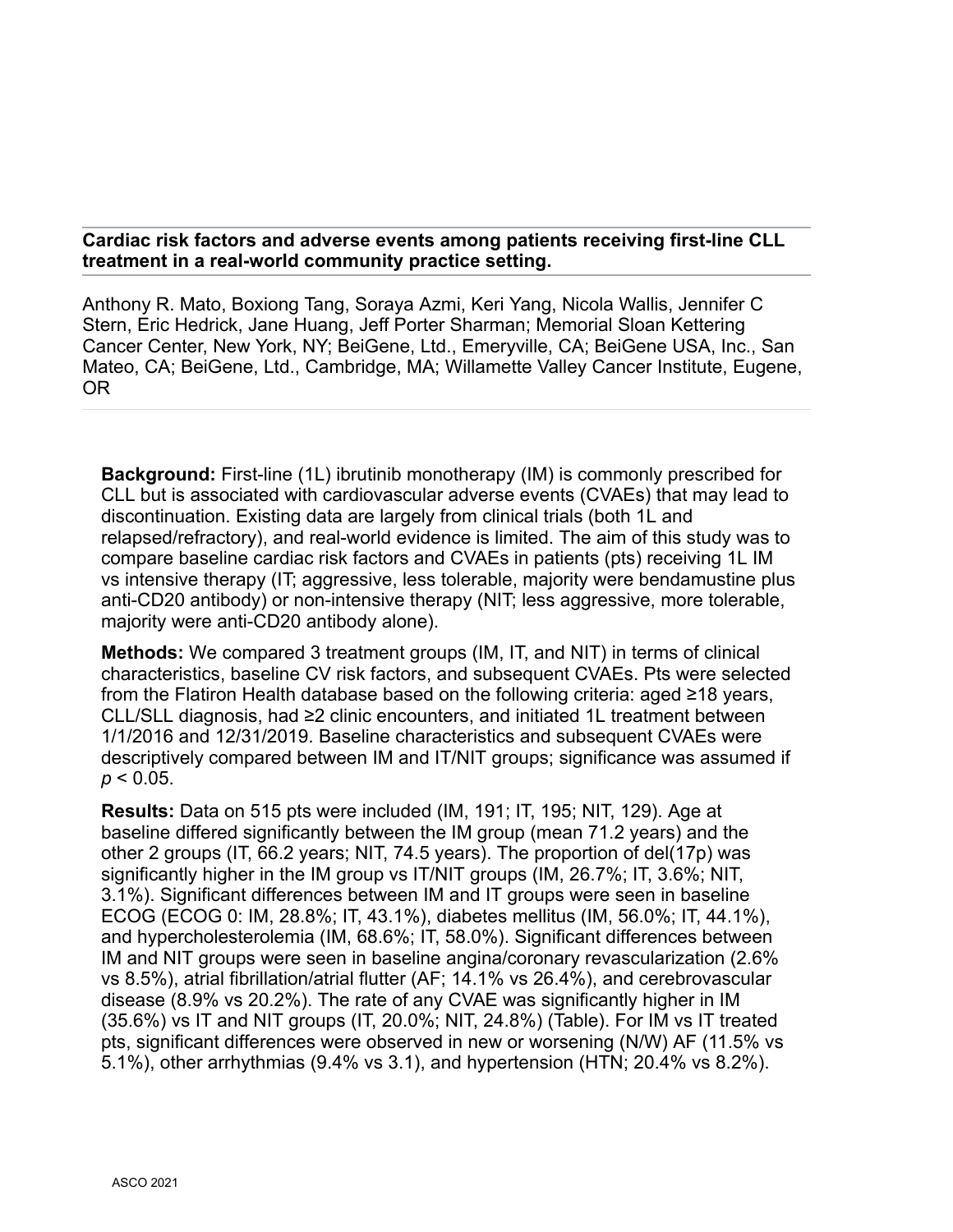## Cardiac risk factors and adverse events among patients receiving first-line CLL treatment in a real-world community practice setting.

Anthony R. Mato, Boxiong Tang, Soraya Azmi, Keri Yang, Nicola Wallis, Jennifer C Stern, Eric Hedrick, Jane Huang, Jeff Porter Sharman; Memorial Sloan Kettering Cancer Center, New York, NY; BeiGene, Ltd., Emeryville, CA; BeiGene USA, Inc., San Mateo, CA; BeiGene, Ltd., Cambridge, MA; Willamette Valley Cancer Institute, Eugene, OR

**Background:** First-line (1L) ibrutinib monotherapy (IM) is commonly prescribed for CLL but is associated with cardiovascular adverse events (CVAEs) that may lead to discontinuation. Existing data are largely from clinical trials (both 1L and relapsed/refractory), and real-world evidence is limited. The aim of this study was to compare baseline cardiac risk factors and CVAEs in patients (pts) receiving 1L IM vs intensive therapy (IT; aggressive, less tolerable, majority were bendamustine plus anti-CD20 antibody) or non-intensive therapy (NIT; less aggressive, more tolerable, majority were anti-CD20 antibody alone).

**Methods:** We compared 3 treatment groups (IM, IT, and NIT) in terms of clinical characteristics, baseline CV risk factors, and subsequent CVAEs. Pts were selected from the Flatiron Health database based on the following criteria: aged ≥18 years, CLL/SLL diagnosis, had ≥2 clinic encounters, and initiated 1L treatment between 1/1/2016 and 12/31/2019. Baseline characteristics and subsequent CVAEs were descriptively compared between IM and IT/NIT groups; significance was assumed if $p < 0.05$.

**Results:** Data on 515 pts were included (IM, 191; IT, 195; NIT, 129). Age at baseline differed significantly between the IM group (mean 71.2 years) and the other 2 groups (IT, 66.2 years; NIT, 74.5 years). The proportion of del(17p) was significantly higher in the IM group vs IT/NIT groups (IM, 26.7%; IT, 3.6%; NIT, 3.1%). Significant differences between IM and IT groups were seen in baseline ECOG (ECOG 0: IM, 28.8%; IT, 43.1%), diabetes mellitus (IM, 56.0%; IT, 44.1%), and hypercholesterolemia (IM, 68.6%; IT, 58.0%). Significant differences between IM and NIT groups were seen in baseline angina/coronary revascularization (2.6% vs 8.5%), atrial fibrillation/atrial flutter (AF; 14.1% vs 26.4%), and cerebrovascular disease (8.9% vs 20.2%). The rate of any CVAE was significantly higher in IM (35.6%) vs IT and NIT groups (IT, 20.0%; NIT, 24.8%) (Table). For IM vs IT treated pts, significant differences were observed in new or worsening (N/W) AF (11.5% vs 5.1%), other arrhythmias (9.4% vs 3.1), and hypertension (HTN; 20.4% vs 8.2%).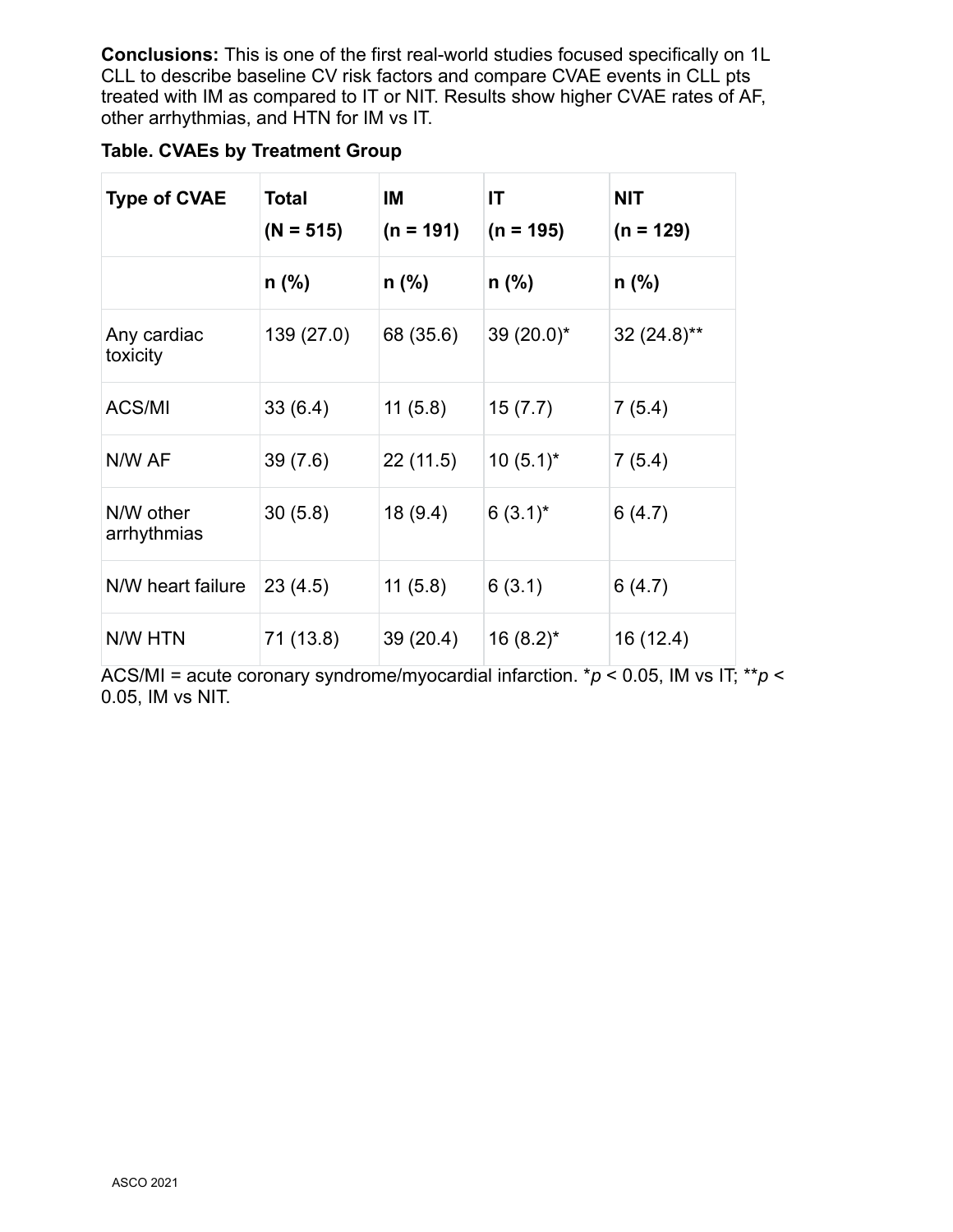**Conclusions:** This is one of the first real-world studies focused specifically on 1L CLL to describe baseline CV risk factors and compare CVAE events in CLL pts treated with IM as compared to IT or NIT. Results show higher CVAE rates of AF, other arrhythmias, and HTN for IM vs IT.

**Table. CVAEs by Treatment Group**

| Type of CVAE | Total (N = 515) | IM (n = 191) | IT (n = 195) | NIT (n = 129) |
|---|---|---|---|---|
| | n (%) | n (%) | n (%) | n (%) |
| Any cardiac toxicity | 139 (27.0) | 68 (35.6) | 39 (20.0)* | 32 (24.8)** |
| ACS/MI | 33 (6.4) | 11 (5.8) | 15 (7.7) | 7 (5.4) |
| N/W AF | 39 (7.6) | 22 (11.5) | 10 (5.1)* | 7 (5.4) |
| N/W other arrhythmias | 30 (5.8) | 18 (9.4) | 6 (3.1)* | 6 (4.7) |
| N/W heart failure | 23 (4.5) | 11 (5.8) | 6 (3.1) | 6 (4.7) |
| N/W HTN | 71 (13.8) | 39 (20.4) | 16 (8.2)* | 16 (12.4) |

ACS/MI = acute coronary syndrome/myocardial infarction. *$p < 0.05$, IM vs IT; **$p < 0.05$, IM vs NIT.